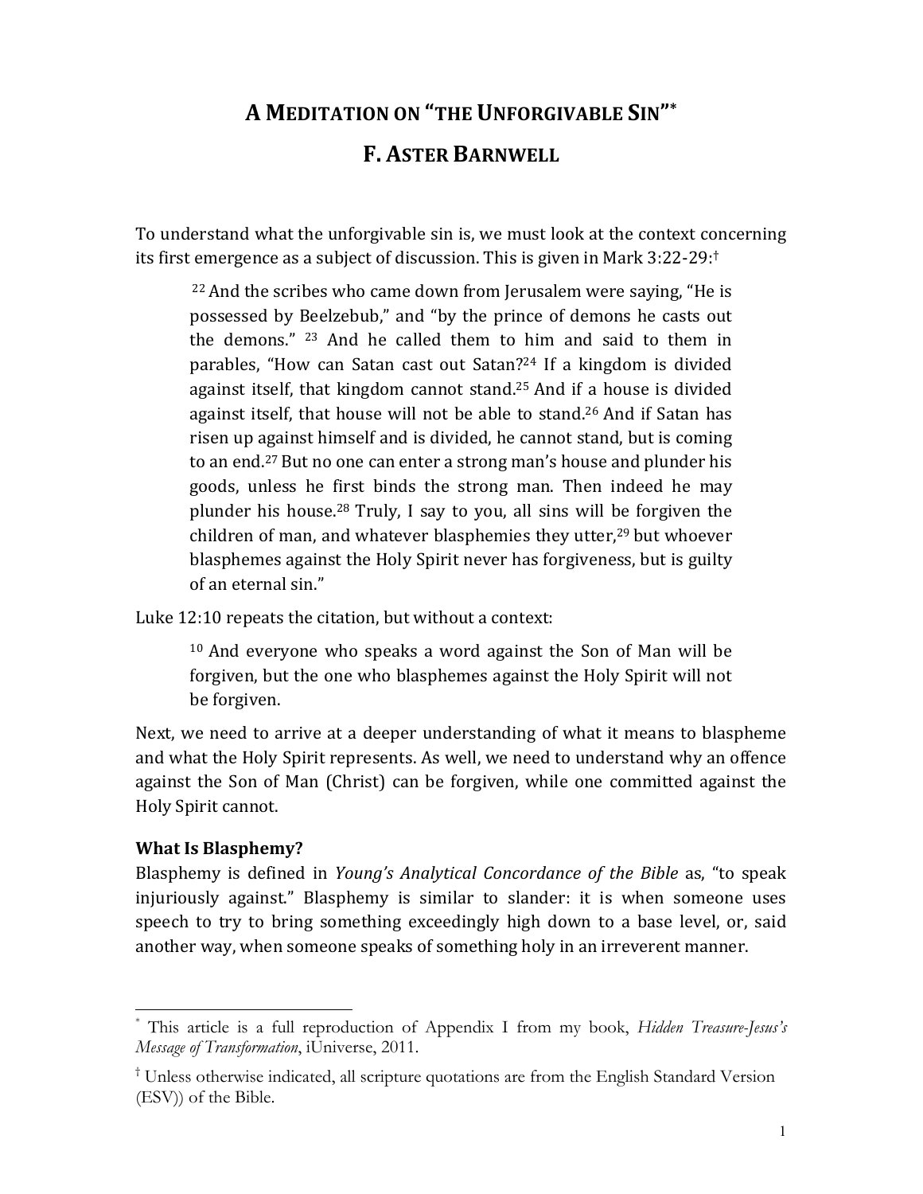# A MEDITATION ON "THE UNFORGIVABLE SIN"[*]

## F. ASTER BARNWELL

To understand what the unforgivable sin is, we must look at the context concerning its first emergence as a subject of discussion. This is given in Mark 3:22-29:[†]

> [22] And the scribes who came down from Jerusalem were saying, "He is possessed by Beelzebub," and "by the prince of demons he casts out the demons." [23] And he called them to him and said to them in parables, "How can Satan cast out Satan?[24] If a kingdom is divided against itself, that kingdom cannot stand.[25] And if a house is divided against itself, that house will not be able to stand.[26] And if Satan has risen up against himself and is divided, he cannot stand, but is coming to an end.[27] But no one can enter a strong man's house and plunder his goods, unless he first binds the strong man. Then indeed he may plunder his house.[28] Truly, I say to you, all sins will be forgiven the children of man, and whatever blasphemies they utter,[29] but whoever blasphemes against the Holy Spirit never has forgiveness, but is guilty of an eternal sin."

Luke 12:10 repeats the citation, but without a context:

> [10] And everyone who speaks a word against the Son of Man will be forgiven, but the one who blasphemes against the Holy Spirit will not be forgiven.

Next, we need to arrive at a deeper understanding of what it means to blaspheme and what the Holy Spirit represents. As well, we need to understand why an offence against the Son of Man (Christ) can be forgiven, while one committed against the Holy Spirit cannot.

### What Is Blasphemy?

Blasphemy is defined in *Young's Analytical Concordance of the Bible* as, "to speak injuriously against." Blasphemy is similar to slander: it is when someone uses speech to try to bring something exceedingly high down to a base level, or, said another way, when someone speaks of something holy in an irreverent manner.

---

[*] This article is a full reproduction of Appendix I from my book, *Hidden Treasure-Jesus's Message of Transformation*, iUniverse, 2011.

[†] Unless otherwise indicated, all scripture quotations are from the English Standard Version (ESV)) of the Bible.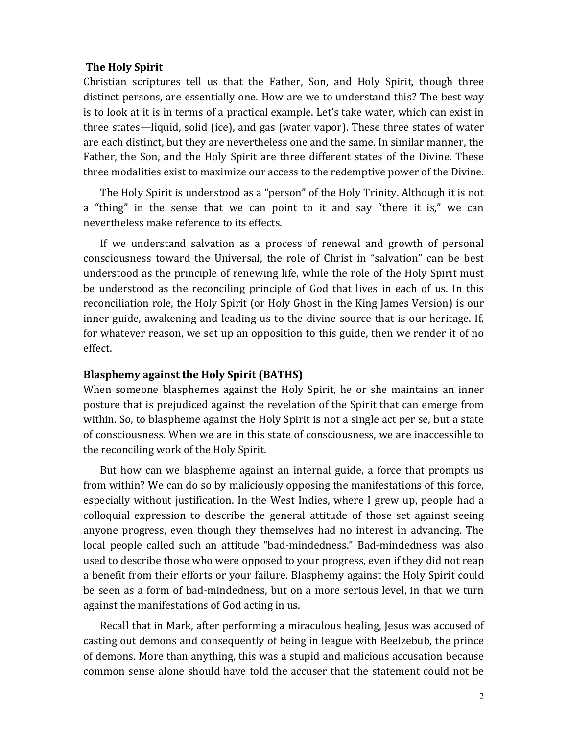## The Holy Spirit

Christian scriptures tell us that the Father, Son, and Holy Spirit, though three distinct persons, are essentially one. How are we to understand this? The best way is to look at it is in terms of a practical example. Let's take water, which can exist in three states—liquid, solid (ice), and gas (water vapor). These three states of water are each distinct, but they are nevertheless one and the same. In similar manner, the Father, the Son, and the Holy Spirit are three different states of the Divine. These three modalities exist to maximize our access to the redemptive power of the Divine.

The Holy Spirit is understood as a "person" of the Holy Trinity. Although it is not a "thing" in the sense that we can point to it and say "there it is," we can nevertheless make reference to its effects.

If we understand salvation as a process of renewal and growth of personal consciousness toward the Universal, the role of Christ in "salvation" can be best understood as the principle of renewing life, while the role of the Holy Spirit must be understood as the reconciling principle of God that lives in each of us. In this reconciliation role, the Holy Spirit (or Holy Ghost in the King James Version) is our inner guide, awakening and leading us to the divine source that is our heritage. If, for whatever reason, we set up an opposition to this guide, then we render it of no effect.

## Blasphemy against the Holy Spirit (BATHS)

When someone blasphemes against the Holy Spirit, he or she maintains an inner posture that is prejudiced against the revelation of the Spirit that can emerge from within. So, to blaspheme against the Holy Spirit is not a single act per se, but a state of consciousness. When we are in this state of consciousness, we are inaccessible to the reconciling work of the Holy Spirit.

But how can we blaspheme against an internal guide, a force that prompts us from within? We can do so by maliciously opposing the manifestations of this force, especially without justification. In the West Indies, where I grew up, people had a colloquial expression to describe the general attitude of those set against seeing anyone progress, even though they themselves had no interest in advancing. The local people called such an attitude "bad-mindedness." Bad-mindedness was also used to describe those who were opposed to your progress, even if they did not reap a benefit from their efforts or your failure. Blasphemy against the Holy Spirit could be seen as a form of bad-mindedness, but on a more serious level, in that we turn against the manifestations of God acting in us.

Recall that in Mark, after performing a miraculous healing, Jesus was accused of casting out demons and consequently of being in league with Beelzebub, the prince of demons. More than anything, this was a stupid and malicious accusation because common sense alone should have told the accuser that the statement could not be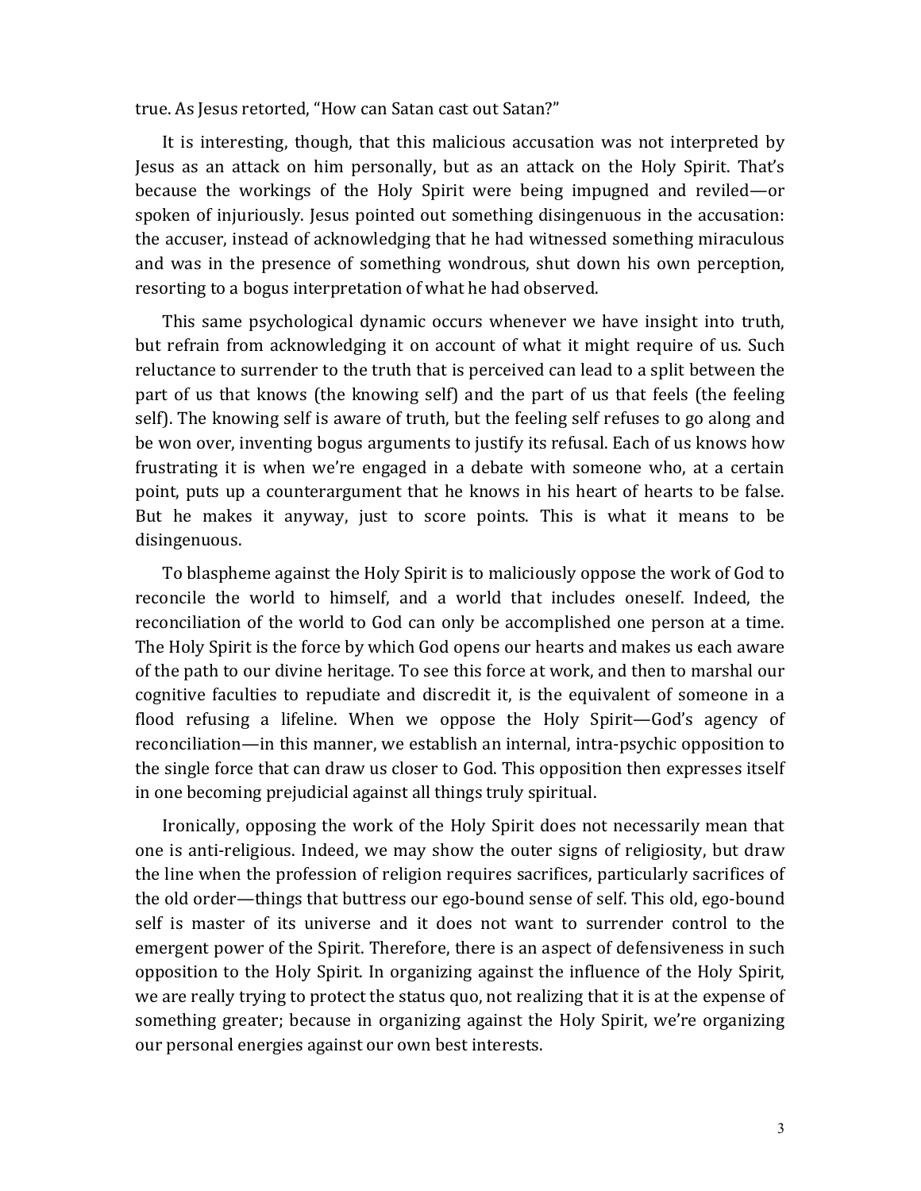true. As Jesus retorted, "How can Satan cast out Satan?"

It is interesting, though, that this malicious accusation was not interpreted by Jesus as an attack on him personally, but as an attack on the Holy Spirit. That's because the workings of the Holy Spirit were being impugned and reviled—or spoken of injuriously. Jesus pointed out something disingenuous in the accusation: the accuser, instead of acknowledging that he had witnessed something miraculous and was in the presence of something wondrous, shut down his own perception, resorting to a bogus interpretation of what he had observed.

This same psychological dynamic occurs whenever we have insight into truth, but refrain from acknowledging it on account of what it might require of us. Such reluctance to surrender to the truth that is perceived can lead to a split between the part of us that knows (the knowing self) and the part of us that feels (the feeling self). The knowing self is aware of truth, but the feeling self refuses to go along and be won over, inventing bogus arguments to justify its refusal. Each of us knows how frustrating it is when we're engaged in a debate with someone who, at a certain point, puts up a counterargument that he knows in his heart of hearts to be false. But he makes it anyway, just to score points. This is what it means to be disingenuous.

To blaspheme against the Holy Spirit is to maliciously oppose the work of God to reconcile the world to himself, and a world that includes oneself. Indeed, the reconciliation of the world to God can only be accomplished one person at a time. The Holy Spirit is the force by which God opens our hearts and makes us each aware of the path to our divine heritage. To see this force at work, and then to marshal our cognitive faculties to repudiate and discredit it, is the equivalent of someone in a flood refusing a lifeline. When we oppose the Holy Spirit—God's agency of reconciliation—in this manner, we establish an internal, intra-psychic opposition to the single force that can draw us closer to God. This opposition then expresses itself in one becoming prejudicial against all things truly spiritual.

Ironically, opposing the work of the Holy Spirit does not necessarily mean that one is anti-religious. Indeed, we may show the outer signs of religiosity, but draw the line when the profession of religion requires sacrifices, particularly sacrifices of the old order—things that buttress our ego-bound sense of self. This old, ego-bound self is master of its universe and it does not want to surrender control to the emergent power of the Spirit. Therefore, there is an aspect of defensiveness in such opposition to the Holy Spirit. In organizing against the influence of the Holy Spirit, we are really trying to protect the status quo, not realizing that it is at the expense of something greater; because in organizing against the Holy Spirit, we're organizing our personal energies against our own best interests.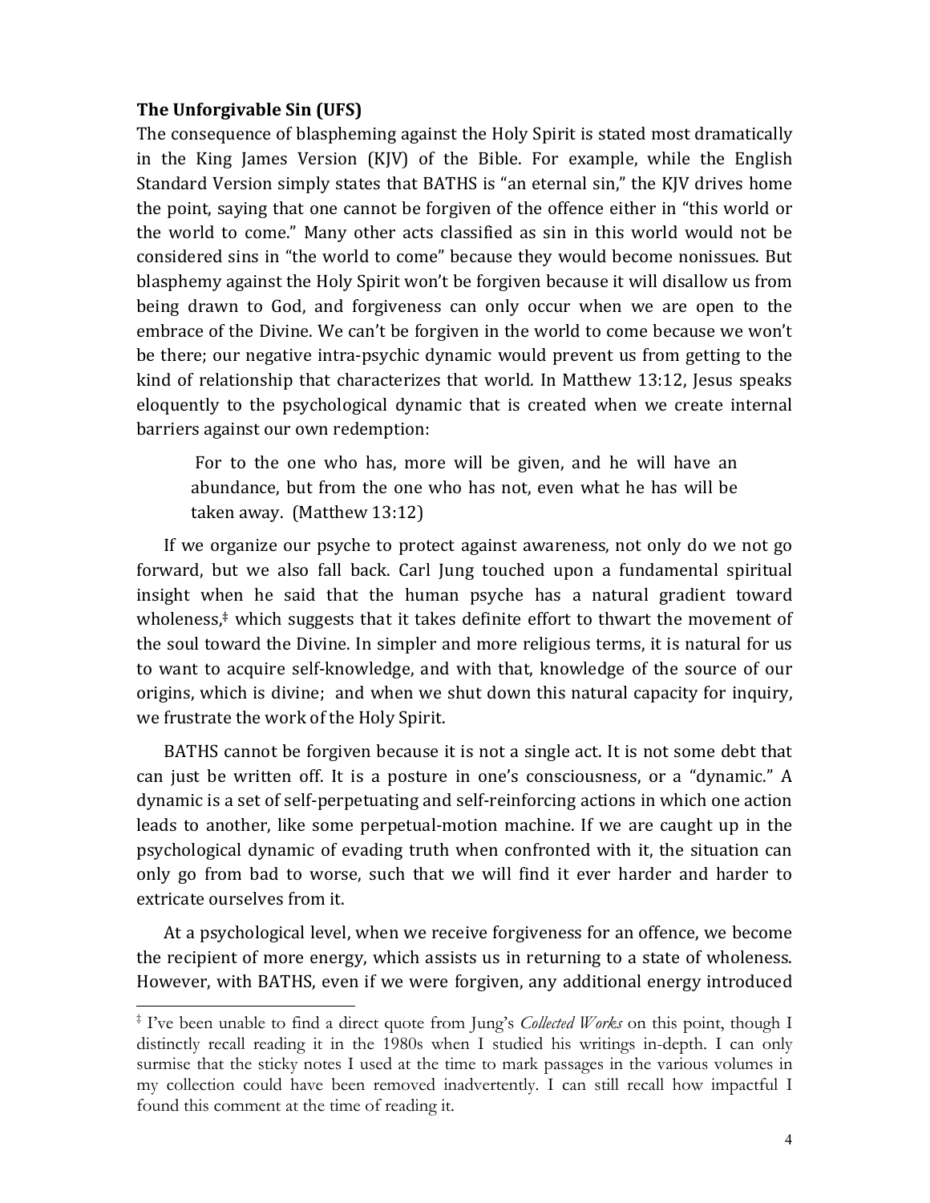### The Unforgivable Sin (UFS)

The consequence of blaspheming against the Holy Spirit is stated most dramatically in the King James Version (KJV) of the Bible. For example, while the English Standard Version simply states that BATHS is "an eternal sin," the KJV drives home the point, saying that one cannot be forgiven of the offence either in "this world or the world to come." Many other acts classified as sin in this world would not be considered sins in "the world to come" because they would become nonissues. But blasphemy against the Holy Spirit won't be forgiven because it will disallow us from being drawn to God, and forgiveness can only occur when we are open to the embrace of the Divine. We can't be forgiven in the world to come because we won't be there; our negative intra-psychic dynamic would prevent us from getting to the kind of relationship that characterizes that world. In Matthew 13:12, Jesus speaks eloquently to the psychological dynamic that is created when we create internal barriers against our own redemption:

> For to the one who has, more will be given, and he will have an abundance, but from the one who has not, even what he has will be taken away. (Matthew 13:12)

If we organize our psyche to protect against awareness, not only do we not go forward, but we also fall back. Carl Jung touched upon a fundamental spiritual insight when he said that the human psyche has a natural gradient toward wholeness,[‡] which suggests that it takes definite effort to thwart the movement of the soul toward the Divine. In simpler and more religious terms, it is natural for us to want to acquire self-knowledge, and with that, knowledge of the source of our origins, which is divine; and when we shut down this natural capacity for inquiry, we frustrate the work of the Holy Spirit.

BATHS cannot be forgiven because it is not a single act. It is not some debt that can just be written off. It is a posture in one's consciousness, or a "dynamic." A dynamic is a set of self-perpetuating and self-reinforcing actions in which one action leads to another, like some perpetual-motion machine. If we are caught up in the psychological dynamic of evading truth when confronted with it, the situation can only go from bad to worse, such that we will find it ever harder and harder to extricate ourselves from it.

At a psychological level, when we receive forgiveness for an offence, we become the recipient of more energy, which assists us in returning to a state of wholeness. However, with BATHS, even if we were forgiven, any additional energy introduced

---

[‡] I've been unable to find a direct quote from Jung's *Collected Works* on this point, though I distinctly recall reading it in the 1980s when I studied his writings in-depth. I can only surmise that the sticky notes I used at the time to mark passages in the various volumes in my collection could have been removed inadvertently. I can still recall how impactful I found this comment at the time of reading it.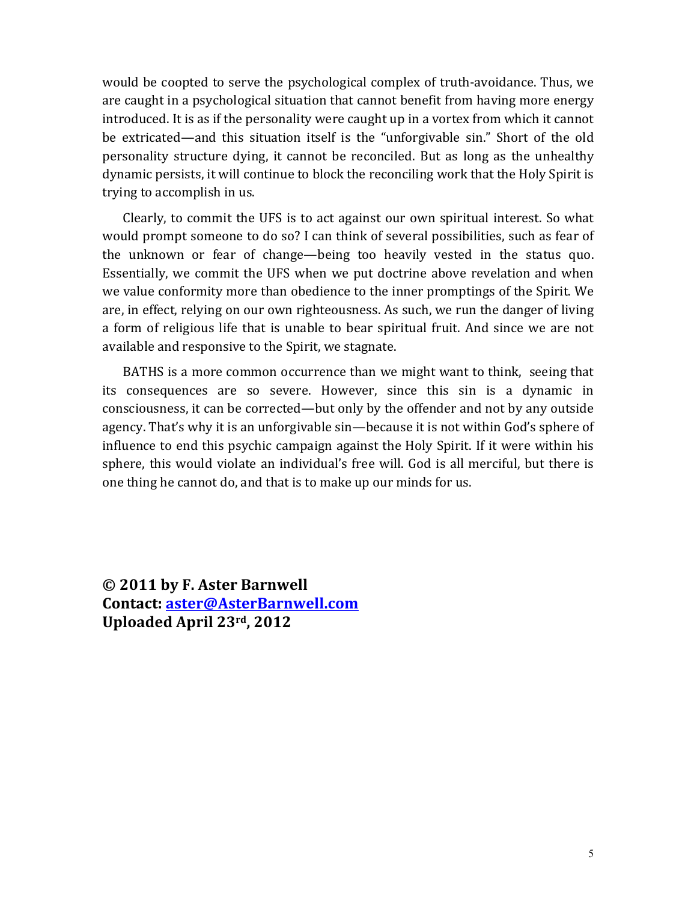would be coopted to serve the psychological complex of truth-avoidance. Thus, we are caught in a psychological situation that cannot benefit from having more energy introduced. It is as if the personality were caught up in a vortex from which it cannot be extricated—and this situation itself is the "unforgivable sin." Short of the old personality structure dying, it cannot be reconciled. But as long as the unhealthy dynamic persists, it will continue to block the reconciling work that the Holy Spirit is trying to accomplish in us.

Clearly, to commit the UFS is to act against our own spiritual interest. So what would prompt someone to do so? I can think of several possibilities, such as fear of the unknown or fear of change—being too heavily vested in the status quo. Essentially, we commit the UFS when we put doctrine above revelation and when we value conformity more than obedience to the inner promptings of the Spirit. We are, in effect, relying on our own righteousness. As such, we run the danger of living a form of religious life that is unable to bear spiritual fruit. And since we are not available and responsive to the Spirit, we stagnate.

BATHS is a more common occurrence than we might want to think, seeing that its consequences are so severe. However, since this sin is a dynamic in consciousness, it can be corrected—but only by the offender and not by any outside agency. That's why it is an unforgivable sin—because it is not within God's sphere of influence to end this psychic campaign against the Holy Spirit. If it were within his sphere, this would violate an individual's free will. God is all merciful, but there is one thing he cannot do, and that is to make up our minds for us.

**© 2011 by F. Aster Barnwell**
**Contact: aster@AsterBarnwell.com**
**Uploaded April 23rd, 2012**